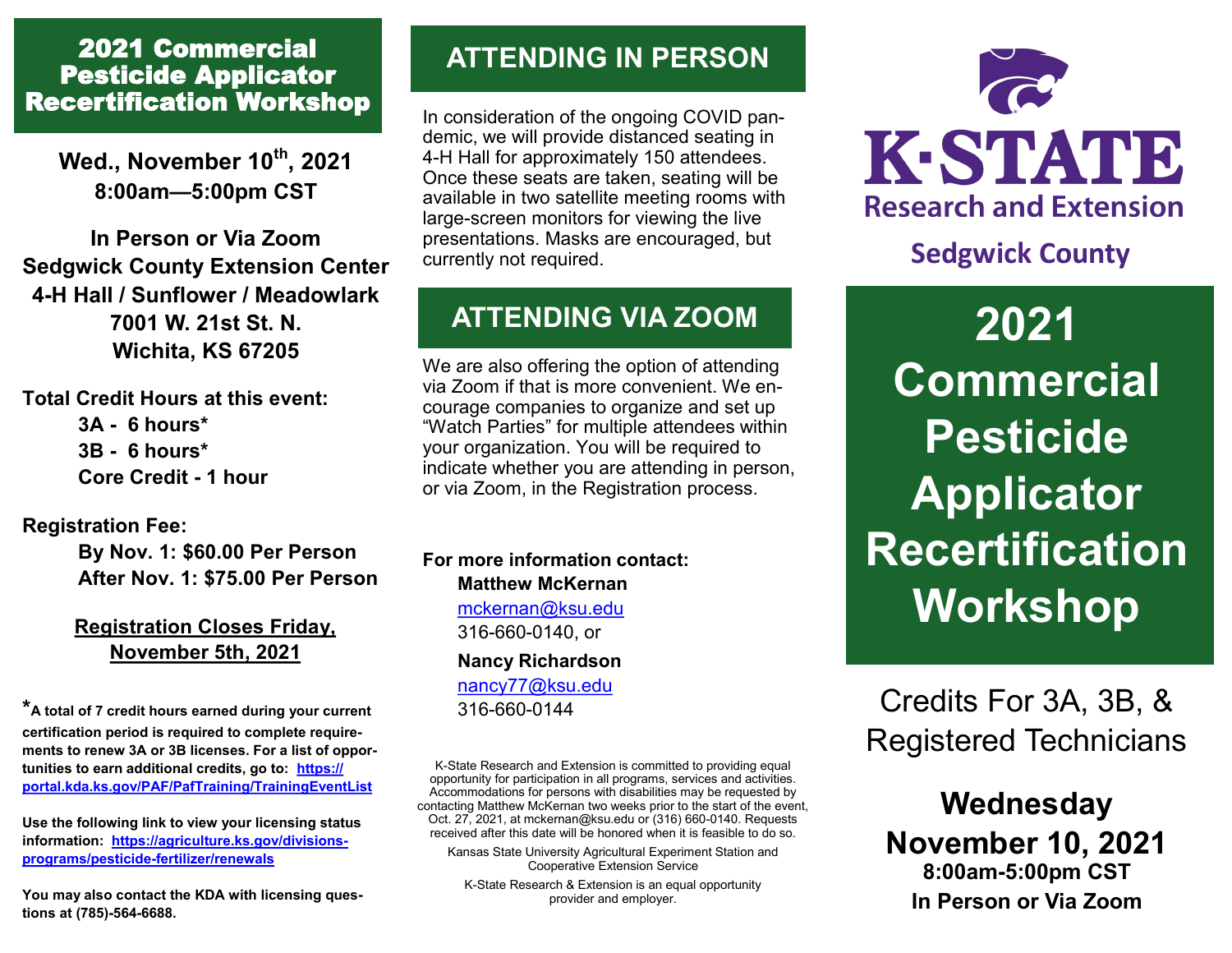## 2021 Commercial Pesticide Applicator Recertification Workshop

**Wed., November 10th, 2021**
**8:00am—5:00pm CST**

**In Person or Via Zoom**
**Sedgwick County Extension Center**
**4-H Hall / Sunflower / Meadowlark**
**7001 W. 21st St. N.**
**Wichita, KS 67205**

**Total Credit Hours at this event:**

- **3A - 6 hours***
- **3B - 6 hours***
- **Core Credit - 1 hour**

**Registration Fee:**

- **By Nov. 1: $60.00 Per Person**
- **After Nov. 1: $75.00 Per Person**

**Registration Closes Friday, November 5th, 2021**

***A total of 7 credit hours earned during your current certification period is required to complete requirements to renew 3A or 3B licenses. For a list of opportunities to earn additional credits, go to: https://portal.kda.ks.gov/PAF/PafTraining/TrainingEventList**

**Use the following link to view your licensing status information: https://agriculture.ks.gov/divisions-programs/pesticide-fertilizer/renewals**

**You may also contact the KDA with licensing questions at (785)-564-6688.**

## ATTENDING IN PERSON

In consideration of the ongoing COVID pandemic, we will provide distanced seating in 4-H Hall for approximately 150 attendees. Once these seats are taken, seating will be available in two satellite meeting rooms with large-screen monitors for viewing the live presentations. Masks are encouraged, but currently not required.

## ATTENDING VIA ZOOM

We are also offering the option of attending via Zoom if that is more convenient. We encourage companies to organize and set up "Watch Parties" for multiple attendees within your organization. You will be required to indicate whether you are attending in person, or via Zoom, in the Registration process.

**For more information contact:**

**Matthew McKernan**
mckernan@ksu.edu
316-660-0140, or

**Nancy Richardson**
nancy77@ksu.edu
316-660-0144

K-State Research and Extension is committed to providing equal opportunity for participation in all programs, services and activities. Accommodations for persons with disabilities may be requested by contacting Matthew McKernan two weeks prior to the start of the event, Oct. 27, 2021, at mckernan@ksu.edu or (316) 660-0140. Requests received after this date will be honored when it is feasible to do so.

Kansas State University Agricultural Experiment Station and Cooperative Extension Service

K-State Research & Extension is an equal opportunity provider and employer.

K·STATE
Research and Extension
**Sedgwick County**

# 2021 Commercial Pesticide Applicator Recertification Workshop

Credits For 3A, 3B, & Registered Technicians

**Wednesday**
**November 10, 2021**
**8:00am-5:00pm CST**
**In Person or Via Zoom**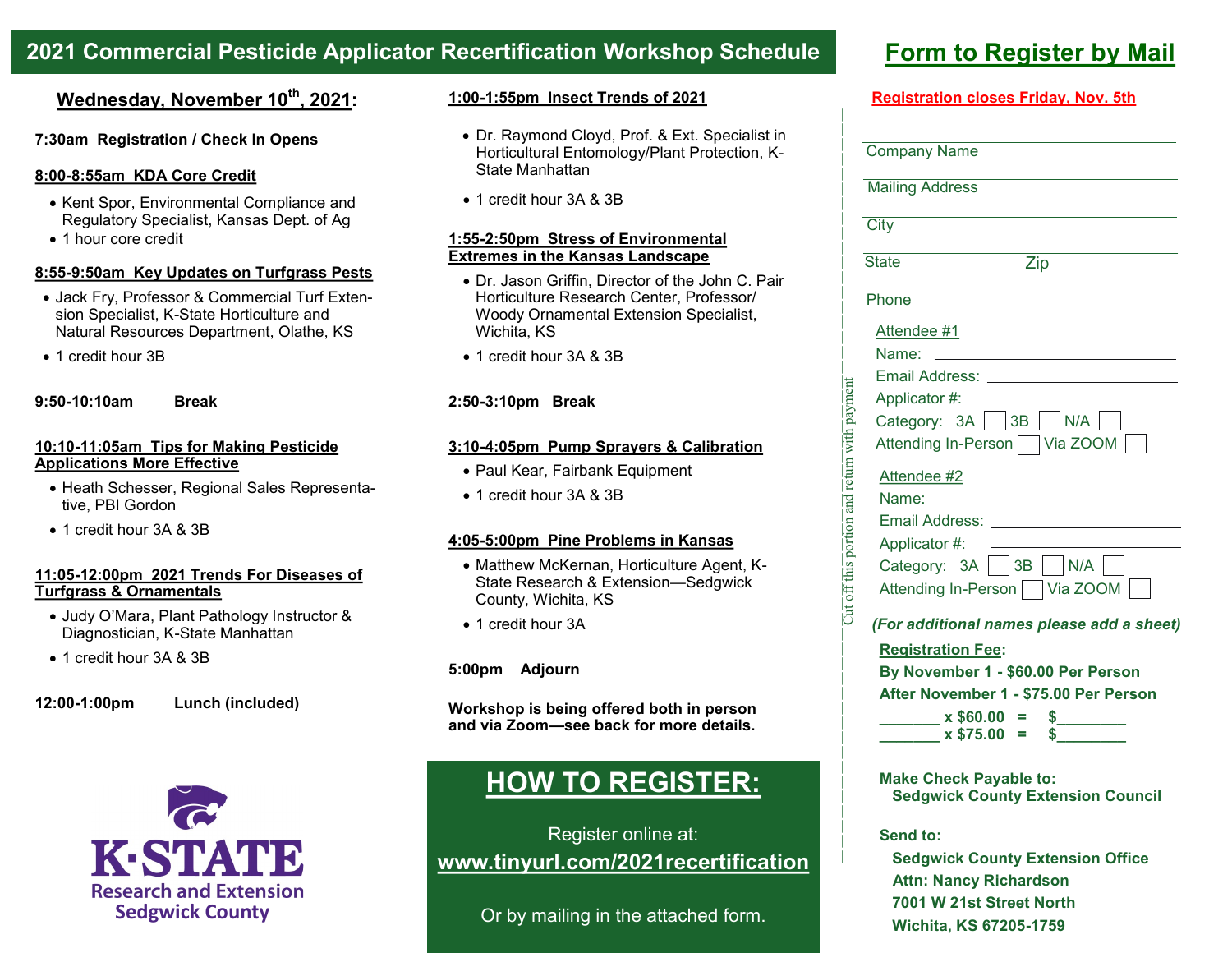# 2021 Commercial Pesticide Applicator Recertification Workshop Schedule

## Wednesday, November 10th, 2021:

**7:30am Registration / Check In Opens**

**8:00-8:55am KDA Core Credit**

- Kent Spor, Environmental Compliance and Regulatory Specialist, Kansas Dept. of Ag
- 1 hour core credit

**8:55-9:50am Key Updates on Turfgrass Pests**

- Jack Fry, Professor & Commercial Turf Extension Specialist, K-State Horticulture and Natural Resources Department, Olathe, KS
- 1 credit hour 3B

**9:50-10:10am Break**

**10:10-11:05am Tips for Making Pesticide Applications More Effective**

- Heath Schesser, Regional Sales Representative, PBI Gordon
- 1 credit hour 3A & 3B

**11:05-12:00pm 2021 Trends For Diseases of Turfgrass & Ornamentals**

- Judy O'Mara, Plant Pathology Instructor & Diagnostician, K-State Manhattan
- 1 credit hour 3A & 3B

**12:00-1:00pm Lunch (included)**

**1:00-1:55pm Insect Trends of 2021**

- Dr. Raymond Cloyd, Prof. & Ext. Specialist in Horticultural Entomology/Plant Protection, K-State Manhattan
- 1 credit hour 3A & 3B

**1:55-2:50pm Stress of Environmental Extremes in the Kansas Landscape**

- Dr. Jason Griffin, Director of the John C. Pair Horticulture Research Center, Professor/ Woody Ornamental Extension Specialist, Wichita, KS
- 1 credit hour 3A & 3B

**2:50-3:10pm Break**

**3:10-4:05pm Pump Sprayers & Calibration**

- Paul Kear, Fairbank Equipment
- 1 credit hour 3A & 3B

**4:05-5:00pm Pine Problems in Kansas**

- Matthew McKernan, Horticulture Agent, K-State Research & Extension—Sedgwick County, Wichita, KS
- 1 credit hour 3A

**5:00pm Adjourn**

**Workshop is being offered both in person and via Zoom—see back for more details.**

K-STATE Research and Extension Sedgwick County

## HOW TO REGISTER:

Register online at:

**www.tinyurl.com/2021recertification**

Or by mailing in the attached form.

Cut off this portion and return with payment

## Form to Register by Mail

**Registration closes Friday, Nov. 5th**

Company Name ______________________

Mailing Address ______________________

City ______________________

State __________ Zip __________

Phone ______________________

Attendee #1

Name: ______________________

Email Address: ______________________

Applicator #: ______________________

Category: 3A ☐ 3B ☐ N/A ☐

Attending In-Person ☐ Via ZOOM ☐

Attendee #2

Name: ______________________

Email Address: ______________________

Applicator #: ______________________

Category: 3A ☐ 3B ☐ N/A ☐

Attending In-Person ☐ Via ZOOM ☐

*(For additional names please add a sheet)*

**Registration Fee:**

**By November 1 - $60.00 Per Person**

**After November 1 - $75.00 Per Person**

**_______ x $60.00 = $________**

**_______ x $75.00 = $________**

**Make Check Payable to:**
**Sedgwick County Extension Council**

**Send to:**
**Sedgwick County Extension Office**
**Attn: Nancy Richardson**
**7001 W 21st Street North**
**Wichita, KS 67205-1759**